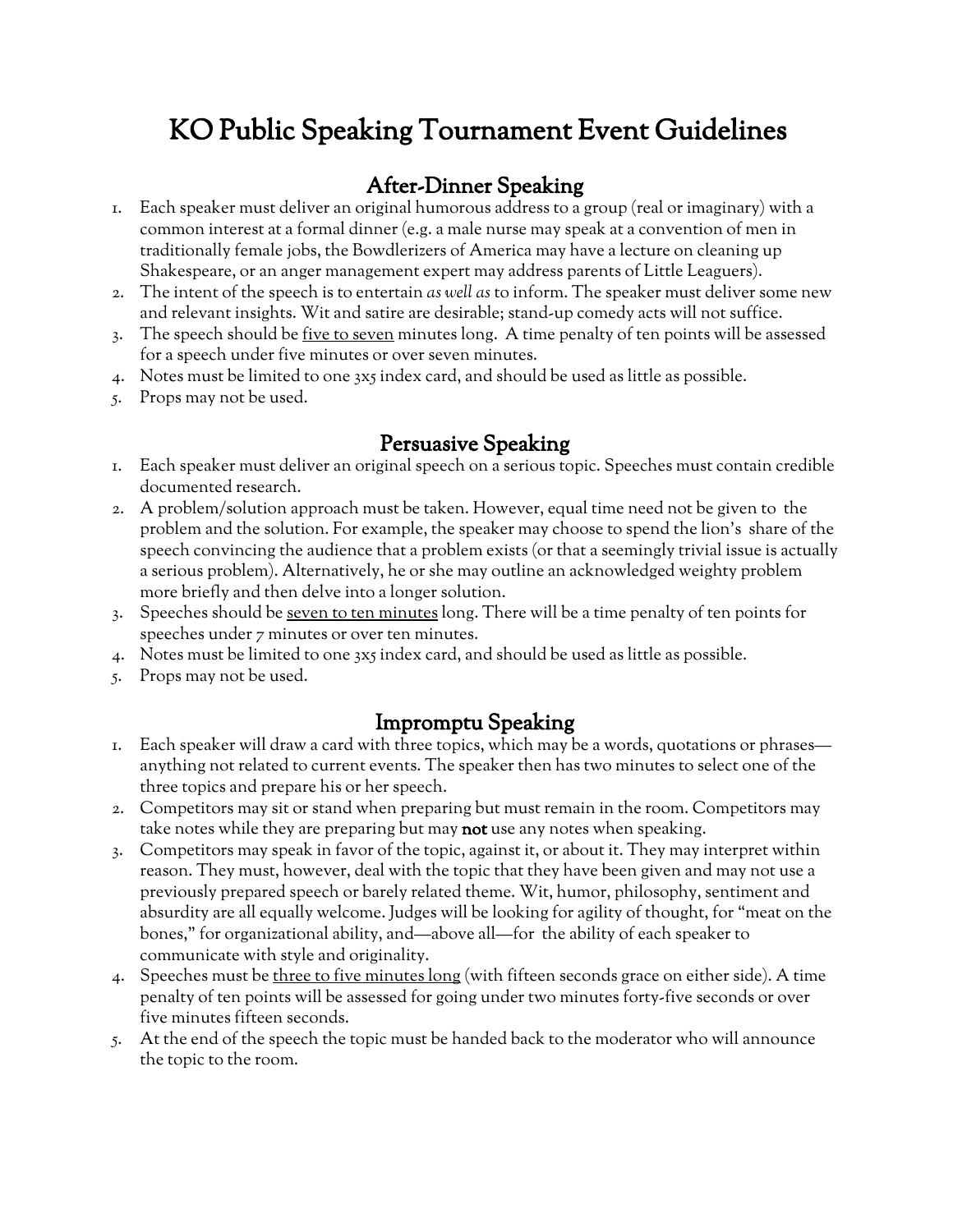# KO Public Speaking Tournament Event Guidelines

## After-Dinner Speaking

1. Each speaker must deliver an original humorous address to a group (real or imaginary) with a common interest at a formal dinner (e.g. a male nurse may speak at a convention of men in traditionally female jobs, the Bowdlerizers of America may have a lecture on cleaning up Shakespeare, or an anger management expert may address parents of Little Leaguers).
2. The intent of the speech is to entertain *as well as* to inform. The speaker must deliver some new and relevant insights. Wit and satire are desirable; stand-up comedy acts will not suffice.
3. The speech should be <u>five to seven</u> minutes long. A time penalty of ten points will be assessed for a speech under five minutes or over seven minutes.
4. Notes must be limited to one 3x5 index card, and should be used as little as possible.
5. Props may not be used.

## Persuasive Speaking

1. Each speaker must deliver an original speech on a serious topic. Speeches must contain credible documented research.
2. A problem/solution approach must be taken. However, equal time need not be given to the problem and the solution. For example, the speaker may choose to spend the lion's share of the speech convincing the audience that a problem exists (or that a seemingly trivial issue is actually a serious problem). Alternatively, he or she may outline an acknowledged weighty problem more briefly and then delve into a longer solution.
3. Speeches should be <u>seven to ten minutes</u> long. There will be a time penalty of ten points for speeches under 7 minutes or over ten minutes.
4. Notes must be limited to one 3x5 index card, and should be used as little as possible.
5. Props may not be used.

## Impromptu Speaking

1. Each speaker will draw a card with three topics, which may be a words, quotations or phrases—anything not related to current events. The speaker then has two minutes to select one of the three topics and prepare his or her speech.
2. Competitors may sit or stand when preparing but must remain in the room. Competitors may take notes while they are preparing but may **not** use any notes when speaking.
3. Competitors may speak in favor of the topic, against it, or about it. They may interpret within reason. They must, however, deal with the topic that they have been given and may not use a previously prepared speech or barely related theme. Wit, humor, philosophy, sentiment and absurdity are all equally welcome. Judges will be looking for agility of thought, for "meat on the bones," for organizational ability, and—above all—for the ability of each speaker to communicate with style and originality.
4. Speeches must be <u>three to five minutes long</u> (with fifteen seconds grace on either side). A time penalty of ten points will be assessed for going under two minutes forty-five seconds or over five minutes fifteen seconds.
5. At the end of the speech the topic must be handed back to the moderator who will announce the topic to the room.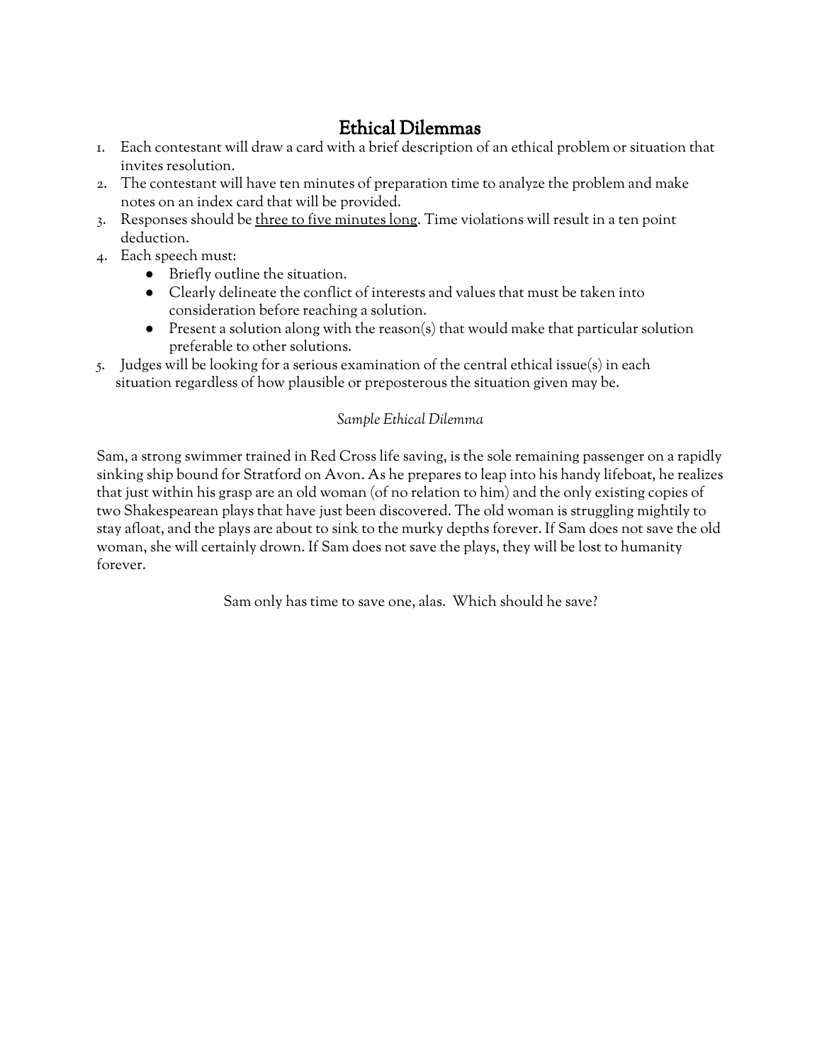# Ethical Dilemmas

1. Each contestant will draw a card with a brief description of an ethical problem or situation that invites resolution.
2. The contestant will have ten minutes of preparation time to analyze the problem and make notes on an index card that will be provided.
3. Responses should be <u>three to five minutes long</u>. Time violations will result in a ten point deduction.
4. Each speech must:
   - Briefly outline the situation.
   - Clearly delineate the conflict of interests and values that must be taken into consideration before reaching a solution.
   - Present a solution along with the reason(s) that would make that particular solution preferable to other solutions.
5. Judges will be looking for a serious examination of the central ethical issue(s) in each situation regardless of how plausible or preposterous the situation given may be.

*Sample Ethical Dilemma*

Sam, a strong swimmer trained in Red Cross life saving, is the sole remaining passenger on a rapidly sinking ship bound for Stratford on Avon. As he prepares to leap into his handy lifeboat, he realizes that just within his grasp are an old woman (of no relation to him) and the only existing copies of two Shakespearean plays that have just been discovered. The old woman is struggling mightily to stay afloat, and the plays are about to sink to the murky depths forever. If Sam does not save the old woman, she will certainly drown. If Sam does not save the plays, they will be lost to humanity forever.

Sam only has time to save one, alas. Which should he save?